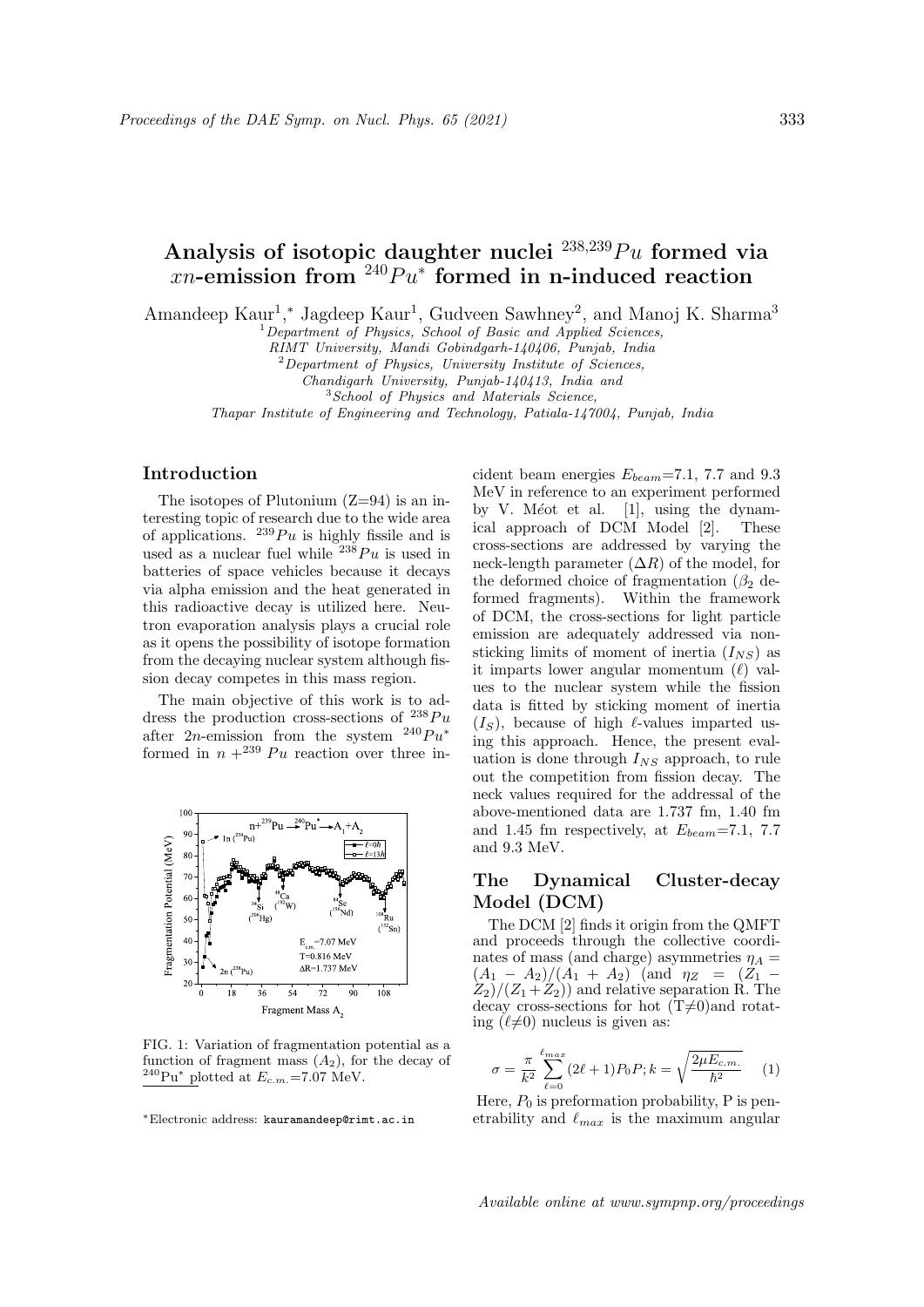# Analysis of isotopic daughter nuclei $^{238,239}Pu$ formed via $xn$-emission from $^{240}Pu^*$ formed in n-induced reaction

Amandeep Kaur[1,*], Jagdeep Kaur[1], Gudveen Sawhney[2], and Manoj K. Sharma[3]

[1] *Department of Physics, School of Basic and Applied Sciences, RIMT University, Mandi Gobindgarh-140406, Punjab, India*

[2] *Department of Physics, University Institute of Sciences, Chandigarh University, Punjab-140413, India and*

[3] *School of Physics and Materials Science, Thapar Institute of Engineering and Technology, Patiala-147004, Punjab, India*

## Introduction

The isotopes of Plutonium (Z=94) is an interesting topic of research due to the wide area of applications. $^{239}Pu$ is highly fissile and is used as a nuclear fuel while $^{238}Pu$ is used in batteries of space vehicles because it decays via alpha emission and the heat generated in this radioactive decay is utilized here. Neutron evaporation analysis plays a crucial role as it opens the possibility of isotope formation from the decaying nuclear system although fission decay competes in this mass region.

The main objective of this work is to address the production cross-sections of $^{238}Pu$ after $2n$-emission from the system $^{240}Pu^*$ formed in $n +^{239} Pu$ reaction over three incident beam energies $E_{beam}$=7.1, 7.7 and 9.3 MeV in reference to an experiment performed by V. Méot et al. [1], using the dynamical approach of DCM Model [2]. These cross-sections are addressed by varying the neck-length parameter ($\Delta R$) of the model, for the deformed choice of fragmentation ($\beta_2$ deformed fragments). Within the framework of DCM, the cross-sections for light particle emission are adequately addressed via non-sticking limits of moment of inertia ($I_{NS}$) as it imparts lower angular momentum ($\ell$) values to the nuclear system while the fission data is fitted by sticking moment of inertia ($I_S$), because of high $\ell$-values imparted using this approach. Hence, the present evaluation is done through $I_{NS}$ approach, to rule out the competition from fission decay. The neck values required for the addressal of the above-mentioned data are 1.737 fm, 1.40 fm and 1.45 fm respectively, at $E_{beam}$=7.1, 7.7 and 9.3 MeV.

FIG. 1: Variation of fragmentation potential as a function of fragment mass ($A_2$), for the decay of $^{240}$Pu$^*$ plotted at $E_{c.m.}$=7.07 MeV.

## The Dynamical Cluster-decay Model (DCM)

The DCM [2] finds it origin from the QMFT and proceeds through the collective coordinates of mass (and charge) asymmetries $\eta_A = (A_1 - A_2)/(A_1 + A_2)$ (and $\eta_Z = (Z_1 - Z_2)/(Z_1 + Z_2)$) and relative separation R. The decay cross-sections for hot (T≠0)and rotating ($\ell$≠0) nucleus is given as:

$$\sigma = \frac{\pi}{k^2}\sum_{\ell=0}^{\ell_{max}}(2\ell+1)P_0 P; k = \sqrt{\frac{2\mu E_{c.m.}}{\hbar^2}} \quad (1)$$

Here, $P_0$ is preformation probability, P is penetrability and $\ell_{max}$ is the maximum angular

*Electronic address: kauramandeep@rimt.ac.in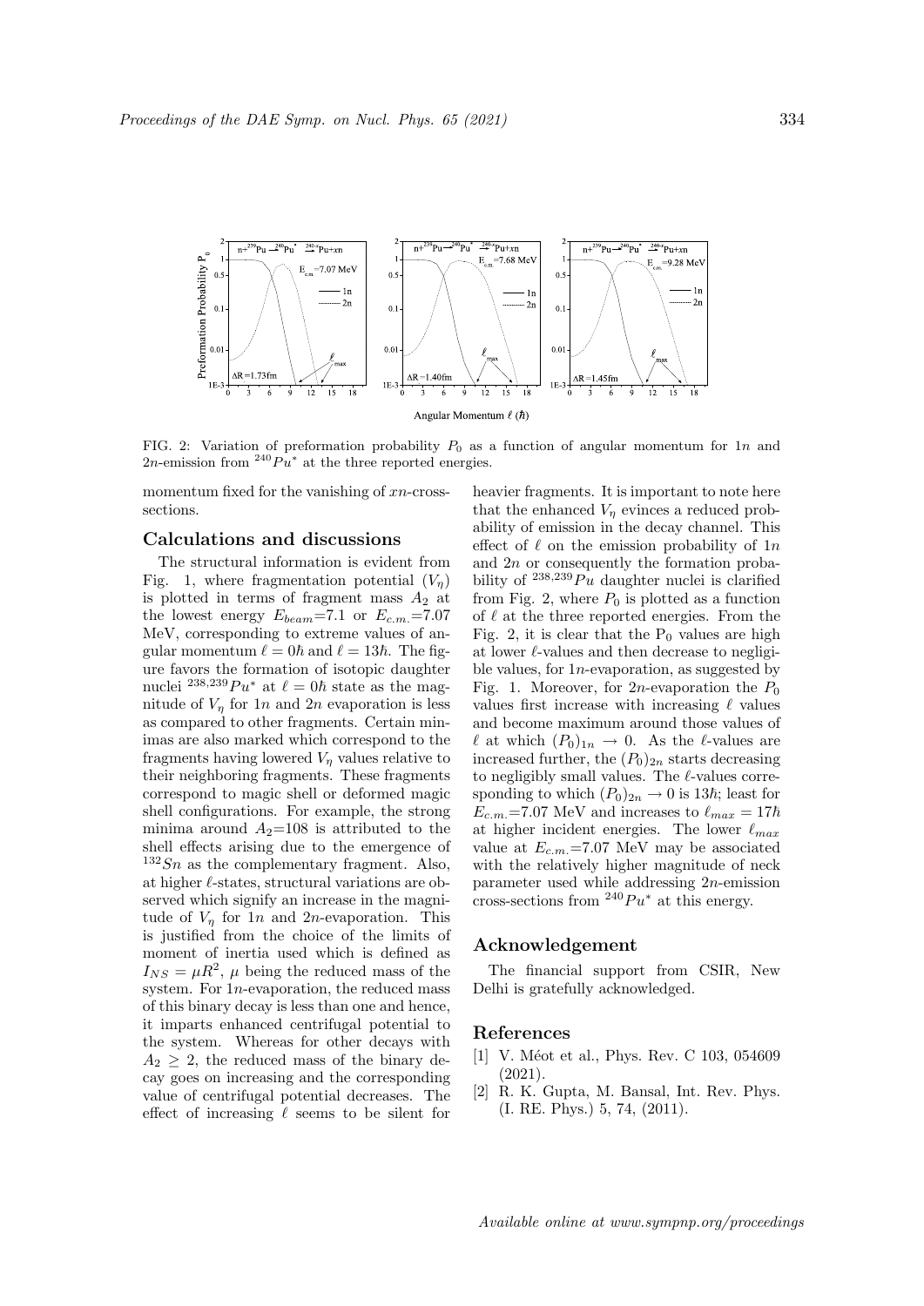n+$^{239}$Pu → $^{240}$Pu* → $^{240-x}$Pu+xn

$E_{c.m.}$=7.07 MeV

1n
2n

$\ell_{max}$

ΔR =1.73fm

n+$^{239}$Pu → $^{240}$Pu* → $^{240-x}$Pu+xn

$E_{c.m.}$=7.68 MeV

1n
2n

$\ell_{max}$

ΔR =1.40fm

n+$^{239}$Pu → $^{240}$Pu* → $^{240-x}$Pu+xn

$E_{c.m.}$=9.28 MeV

1n
2n

$\ell_{max}$

ΔR =1.45fm

Preformation Probability $P_0$

2
1
0.5
0.1
0.01
1E-3

0 3 6 9 12 15 18

Angular Momentum $\ell$ ($\hbar$)

FIG. 2: Variation of preformation probability $P_0$ as a function of angular momentum for $1n$ and $2n$-emission from $^{240}Pu^*$ at the three reported energies.

momentum fixed for the vanishing of $xn$-cross-sections.

## Calculations and discussions

The structural information is evident from Fig. 1, where fragmentation potential ($V_\eta$) is plotted in terms of fragment mass $A_2$ at the lowest energy $E_{beam}$=7.1 or $E_{c.m.}$=7.07 MeV, corresponding to extreme values of angular momentum $\ell = 0\hbar$ and $\ell = 13\hbar$. The figure favors the formation of isotopic daughter nuclei $^{238,239}Pu^*$ at $\ell = 0\hbar$ state as the magnitude of $V_\eta$ for $1n$ and $2n$ evaporation is less as compared to other fragments. Certain minimas are also marked which correspond to the fragments having lowered $V_\eta$ values relative to their neighboring fragments. These fragments correspond to magic shell or deformed magic shell configurations. For example, the strong minima around $A_2$=108 is attributed to the shell effects arising due to the emergence of $^{132}Sn$ as the complementary fragment. Also, at higher $\ell$-states, structural variations are observed which signify an increase in the magnitude of $V_\eta$ for $1n$ and $2n$-evaporation. This is justified from the choice of the limits of moment of inertia used which is defined as $I_{NS} = \mu R^2$, $\mu$ being the reduced mass of the system. For $1n$-evaporation, the reduced mass of this binary decay is less than one and hence, it imparts enhanced centrifugal potential to the system. Whereas for other decays with $A_2 \geq 2$, the reduced mass of the binary decay goes on increasing and the corresponding value of centrifugal potential decreases. The effect of increasing $\ell$ seems to be silent for heavier fragments. It is important to note here that the enhanced $V_\eta$ evinces a reduced probability of emission in the decay channel. This effect of $\ell$ on the emission probability of $1n$ and $2n$ or consequently the formation probability of $^{238,239}Pu$ daughter nuclei is clarified from Fig. 2, where $P_0$ is plotted as a function of $\ell$ at the three reported energies. From the Fig. 2, it is clear that the $P_0$ values are high at lower $\ell$-values and then decrease to negligible values, for $1n$-evaporation, as suggested by Fig. 1. Moreover, for $2n$-evaporation the $P_0$ values first increase with increasing $\ell$ values and become maximum around those values of $\ell$ at which $(P_0)_{1n} \to 0$. As the $\ell$-values are increased further, the $(P_0)_{2n}$ starts decreasing to negligibly small values. The $\ell$-values corresponding to which $(P_0)_{2n} \to 0$ is $13\hbar$; least for $E_{c.m.}$=7.07 MeV and increases to $\ell_{max} = 17\hbar$ at higher incident energies. The lower $\ell_{max}$ value at $E_{c.m.}$=7.07 MeV may be associated with the relatively higher magnitude of neck parameter used while addressing $2n$-emission cross-sections from $^{240}Pu^*$ at this energy.

## Acknowledgement

The financial support from CSIR, New Delhi is gratefully acknowledged.

## References

[1] V. Méot et al., Phys. Rev. C 103, 054609 (2021).

[2] R. K. Gupta, M. Bansal, Int. Rev. Phys. (I. RE. Phys.) 5, 74, (2011).